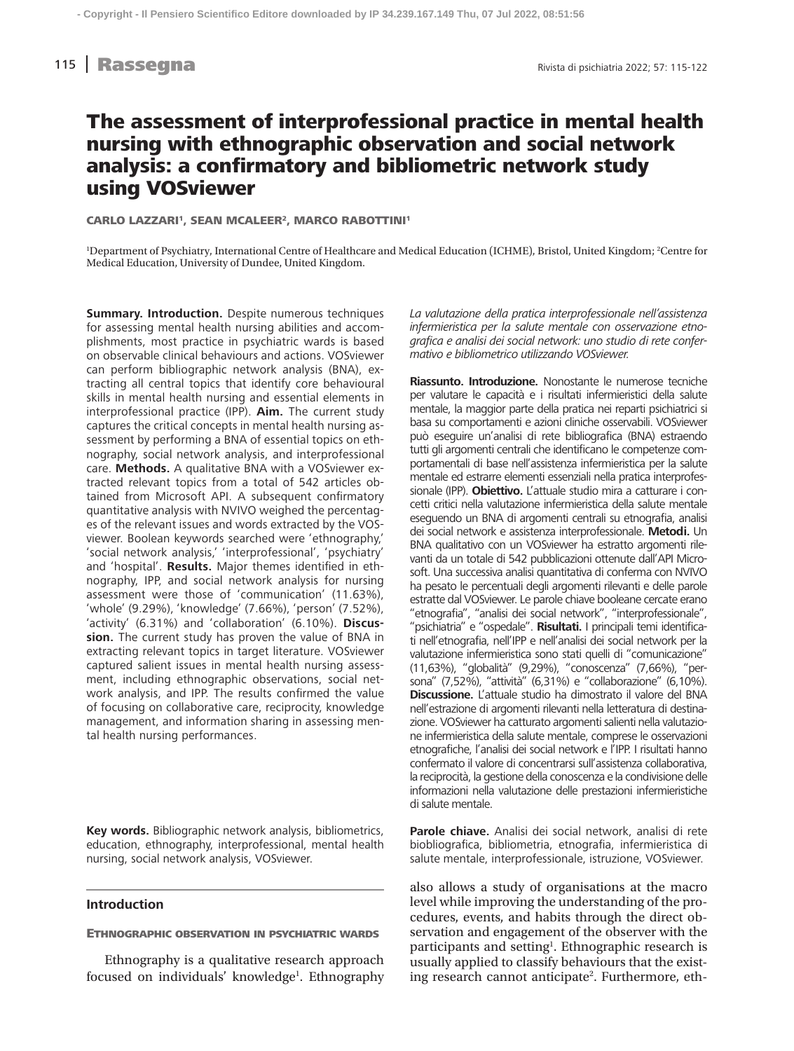# The assessment of interprofessional practice in mental health nursing with ethnographic observation and social network analysis: a confirmatory and bibliometric network study using VOSviewer

CARLO LAZZARI[1], SEAN MCALEER[2], MARCO RABOTTINI[1]

[1]Department of Psychiatry, International Centre of Healthcare and Medical Education (ICHME), Bristol, United Kingdom; [2]Centre for Medical Education, University of Dundee, United Kingdom.

**Summary. Introduction.** Despite numerous techniques for assessing mental health nursing abilities and accomplishments, most practice in psychiatric wards is based on observable clinical behaviours and actions. VOSviewer can perform bibliographic network analysis (BNA), extracting all central topics that identify core behavioural skills in mental health nursing and essential elements in interprofessional practice (IPP). **Aim.** The current study captures the critical concepts in mental health nursing assessment by performing a BNA of essential topics on ethnography, social network analysis, and interprofessional care. **Methods.** A qualitative BNA with a VOSviewer extracted relevant topics from a total of 542 articles obtained from Microsoft API. A subsequent confirmatory quantitative analysis with NVIVO weighed the percentages of the relevant issues and words extracted by the VOSviewer. Boolean keywords searched were 'ethnography,' 'social network analysis,' 'interprofessional', 'psychiatry' and 'hospital'. **Results.** Major themes identified in ethnography, IPP, and social network analysis for nursing assessment were those of 'communication' (11.63%), 'whole' (9.29%), 'knowledge' (7.66%), 'person' (7.52%), 'activity' (6.31%) and 'collaboration' (6.10%). **Discussion.** The current study has proven the value of BNA in extracting relevant topics in target literature. VOSviewer captured salient issues in mental health nursing assessment, including ethnographic observations, social network analysis, and IPP. The results confirmed the value of focusing on collaborative care, reciprocity, knowledge management, and information sharing in assessing mental health nursing performances.

**Key words.** Bibliographic network analysis, bibliometrics, education, ethnography, interprofessional, mental health nursing, social network analysis, VOSviewer.

*La valutazione della pratica interprofessionale nell'assistenza infermieristica per la salute mentale con osservazione etnografica e analisi dei social network: uno studio di rete confermativo e bibliometrico utilizzando VOSviewer.*

**Riassunto. Introduzione.** Nonostante le numerose tecniche per valutare le capacità e i risultati infermieristici della salute mentale, la maggior parte della pratica nei reparti psichiatrici si basa su comportamenti e azioni cliniche osservabili. VOSviewer può eseguire un'analisi di rete bibliografica (BNA) estraendo tutti gli argomenti centrali che identificano le competenze comportamentali di base nell'assistenza infermieristica per la salute mentale ed estrarre elementi essenziali nella pratica interprofessionale (IPP). **Obiettivo.** L'attuale studio mira a catturare i concetti critici nella valutazione infermieristica della salute mentale eseguendo un BNA di argomenti centrali su etnografia, analisi dei social network e assistenza interprofessionale. **Metodi.** Un BNA qualitativo con un VOSviewer ha estratto argomenti rilevanti da un totale di 542 pubblicazioni ottenute dall'API Microsoft. Una successiva analisi quantitativa di conferma con NVIVO ha pesato le percentuali degli argomenti rilevanti e delle parole estratte dal VOSviewer. Le parole chiave booleane cercate erano "etnografia", "analisi dei social network", "interprofessionale", "psichiatria" e "ospedale". **Risultati.** I principali temi identificati nell'etnografia, nell'IPP e nell'analisi dei social network per la valutazione infermieristica sono stati quelli di "comunicazione" (11,63%), "globalità" (9,29%), "conoscenza" (7,66%), "persona" (7,52%), "attività" (6,31%) e "collaborazione" (6,10%). **Discussione.** L'attuale studio ha dimostrato il valore del BNA nell'estrazione di argomenti rilevanti nella letteratura di destinazione. VOSviewer ha catturato argomenti salienti nella valutazione infermieristica della salute mentale, comprese le osservazioni etnografiche, l'analisi dei social network e l'IPP. I risultati hanno confermato il valore di concentrarsi sull'assistenza collaborativa, la reciprocità, la gestione della conoscenza e la condivisione delle informazioni nella valutazione delle prestazioni infermieristiche di salute mentale.

**Parole chiave.** Analisi dei social network, analisi di rete biobliografica, bibliometria, etnografia, infermieristica di salute mentale, interprofessionale, istruzione, VOSviewer.

## Introduction

### Ethnographic observation in psychiatric wards

Ethnography is a qualitative research approach focused on individuals' knowledge[1]. Ethnography also allows a study of organisations at the macro level while improving the understanding of the procedures, events, and habits through the direct observation and engagement of the observer with the participants and setting[1]. Ethnographic research is usually applied to classify behaviours that the existing research cannot anticipate[2]. Furthermore, eth-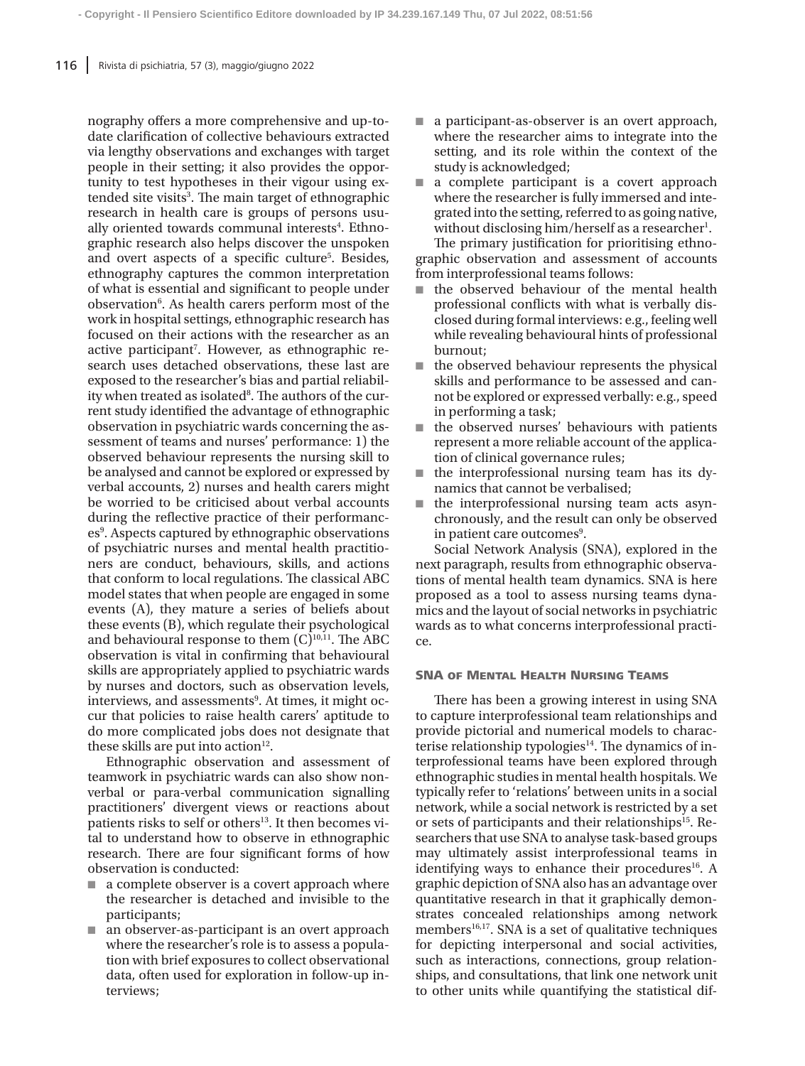nography offers a more comprehensive and up-to-date clarification of collective behaviours extracted via lengthy observations and exchanges with target people in their setting; it also provides the opportunity to test hypotheses in their vigour using extended site visits[3]. The main target of ethnographic research in health care is groups of persons usually oriented towards communal interests[4]. Ethnographic research also helps discover the unspoken and overt aspects of a specific culture[5]. Besides, ethnography captures the common interpretation of what is essential and significant to people under observation[6]. As health carers perform most of the work in hospital settings, ethnographic research has focused on their actions with the researcher as an active participant[7]. However, as ethnographic research uses detached observations, these last are exposed to the researcher's bias and partial reliability when treated as isolated[8]. The authors of the current study identified the advantage of ethnographic observation in psychiatric wards concerning the assessment of teams and nurses' performance: 1) the observed behaviour represents the nursing skill to be analysed and cannot be explored or expressed by verbal accounts, 2) nurses and health carers might be worried to be criticised about verbal accounts during the reflective practice of their performances[9]. Aspects captured by ethnographic observations of psychiatric nurses and mental health practitioners are conduct, behaviours, skills, and actions that conform to local regulations. The classical ABC model states that when people are engaged in some events (A), they mature a series of beliefs about these events (B), which regulate their psychological and behavioural response to them (C)[10,11]. The ABC observation is vital in confirming that behavioural skills are appropriately applied to psychiatric wards by nurses and doctors, such as observation levels, interviews, and assessments[9]. At times, it might occur that policies to raise health carers' aptitude to do more complicated jobs does not designate that these skills are put into action[12].

Ethnographic observation and assessment of teamwork in psychiatric wards can also show non-verbal or para-verbal communication signalling practitioners' divergent views or reactions about patients risks to self or others[13]. It then becomes vital to understand how to observe in ethnographic research. There are four significant forms of how observation is conducted:

- a complete observer is a covert approach where the researcher is detached and invisible to the participants;
- an observer-as-participant is an overt approach where the researcher's role is to assess a population with brief exposures to collect observational data, often used for exploration in follow-up interviews;
- a participant-as-observer is an overt approach, where the researcher aims to integrate into the setting, and its role within the context of the study is acknowledged;
- a complete participant is a covert approach where the researcher is fully immersed and integrated into the setting, referred to as going native, without disclosing him/herself as a researcher[1].

The primary justification for prioritising ethnographic observation and assessment of accounts from interprofessional teams follows:

- the observed behaviour of the mental health professional conflicts with what is verbally disclosed during formal interviews: e.g., feeling well while revealing behavioural hints of professional burnout;
- the observed behaviour represents the physical skills and performance to be assessed and cannot be explored or expressed verbally: e.g., speed in performing a task;
- the observed nurses' behaviours with patients represent a more reliable account of the application of clinical governance rules;
- the interprofessional nursing team has its dynamics that cannot be verbalised;
- the interprofessional nursing team acts asynchronously, and the result can only be observed in patient care outcomes[9].

Social Network Analysis (SNA), explored in the next paragraph, results from ethnographic observations of mental health team dynamics. SNA is here proposed as a tool to assess nursing teams dynamics and the layout of social networks in psychiatric wards as to what concerns interprofessional practice.

## SNA of Mental Health Nursing Teams

There has been a growing interest in using SNA to capture interprofessional team relationships and provide pictorial and numerical models to characterise relationship typologies[14]. The dynamics of interprofessional teams have been explored through ethnographic studies in mental health hospitals. We typically refer to 'relations' between units in a social network, while a social network is restricted by a set or sets of participants and their relationships[15]. Researchers that use SNA to analyse task-based groups may ultimately assist interprofessional teams in identifying ways to enhance their procedures[16]. A graphic depiction of SNA also has an advantage over quantitative research in that it graphically demonstrates concealed relationships among network members[16,17]. SNA is a set of qualitative techniques for depicting interpersonal and social activities, such as interactions, connections, group relationships, and consultations, that link one network unit to other units while quantifying the statistical dif-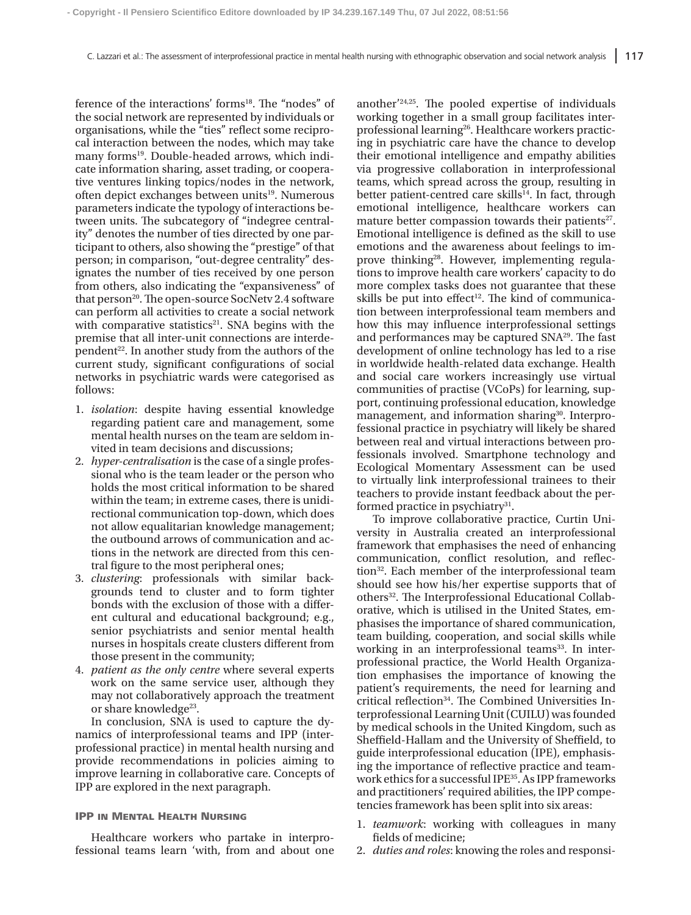ference of the interactions' forms[18]. The "nodes" of the social network are represented by individuals or organisations, while the "ties" reflect some reciprocal interaction between the nodes, which may take many forms[19]. Double-headed arrows, which indicate information sharing, asset trading, or cooperative ventures linking topics/nodes in the network, often depict exchanges between units[19]. Numerous parameters indicate the typology of interactions between units. The subcategory of "indegree centrality" denotes the number of ties directed by one participant to others, also showing the "prestige" of that person; in comparison, "out-degree centrality" designates the number of ties received by one person from others, also indicating the "expansiveness" of that person[20]. The open-source SocNetv 2.4 software can perform all activities to create a social network with comparative statistics[21]. SNA begins with the premise that all inter-unit connections are interdependent[22]. In another study from the authors of the current study, significant configurations of social networks in psychiatric wards were categorised as follows:

1. *isolation*: despite having essential knowledge regarding patient care and management, some mental health nurses on the team are seldom invited in team decisions and discussions;
2. *hyper-centralisation* is the case of a single professional who is the team leader or the person who holds the most critical information to be shared within the team; in extreme cases, there is unidirectional communication top-down, which does not allow equalitarian knowledge management; the outbound arrows of communication and actions in the network are directed from this central figure to the most peripheral ones;
3. *clustering*: professionals with similar backgrounds tend to cluster and to form tighter bonds with the exclusion of those with a different cultural and educational background; e.g., senior psychiatrists and senior mental health nurses in hospitals create clusters different from those present in the community;
4. *patient as the only centre* where several experts work on the same service user, although they may not collaboratively approach the treatment or share knowledge[23].

In conclusion, SNA is used to capture the dynamics of interprofessional teams and IPP (interprofessional practice) in mental health nursing and provide recommendations in policies aiming to improve learning in collaborative care. Concepts of IPP are explored in the next paragraph.

## IPP in Mental Health Nursing

Healthcare workers who partake in interprofessional teams learn 'with, from and about one another'[24,25]. The pooled expertise of individuals working together in a small group facilitates interprofessional learning[26]. Healthcare workers practicing in psychiatric care have the chance to develop their emotional intelligence and empathy abilities via progressive collaboration in interprofessional teams, which spread across the group, resulting in better patient-centred care skills[14]. In fact, through emotional intelligence, healthcare workers can mature better compassion towards their patients[27]. Emotional intelligence is defined as the skill to use emotions and the awareness about feelings to improve thinking[28]. However, implementing regulations to improve health care workers' capacity to do more complex tasks does not guarantee that these skills be put into effect[12]. The kind of communication between interprofessional team members and how this may influence interprofessional settings and performances may be captured SNA[29]. The fast development of online technology has led to a rise in worldwide health-related data exchange. Health and social care workers increasingly use virtual communities of practise (VCoPs) for learning, support, continuing professional education, knowledge management, and information sharing[30]. Interprofessional practice in psychiatry will likely be shared between real and virtual interactions between professionals involved. Smartphone technology and Ecological Momentary Assessment can be used to virtually link interprofessional trainees to their teachers to provide instant feedback about the performed practice in psychiatry[31].

To improve collaborative practice, Curtin University in Australia created an interprofessional framework that emphasises the need of enhancing communication, conflict resolution, and reflection[32]. Each member of the interprofessional team should see how his/her expertise supports that of others[32]. The Interprofessional Educational Collaborative, which is utilised in the United States, emphasises the importance of shared communication, team building, cooperation, and social skills while working in an interprofessional teams[33]. In interprofessional practice, the World Health Organization emphasises the importance of knowing the patient's requirements, the need for learning and critical reflection[34]. The Combined Universities Interprofessional Learning Unit (CUILU) was founded by medical schools in the United Kingdom, such as Sheffield-Hallam and the University of Sheffield, to guide interprofessional education (IPE), emphasising the importance of reflective practice and teamwork ethics for a successful IPE[35]. As IPP frameworks and practitioners' required abilities, the IPP competencies framework has been split into six areas:

1. *teamwork*: working with colleagues in many fields of medicine;
2. *duties and roles*: knowing the roles and responsi-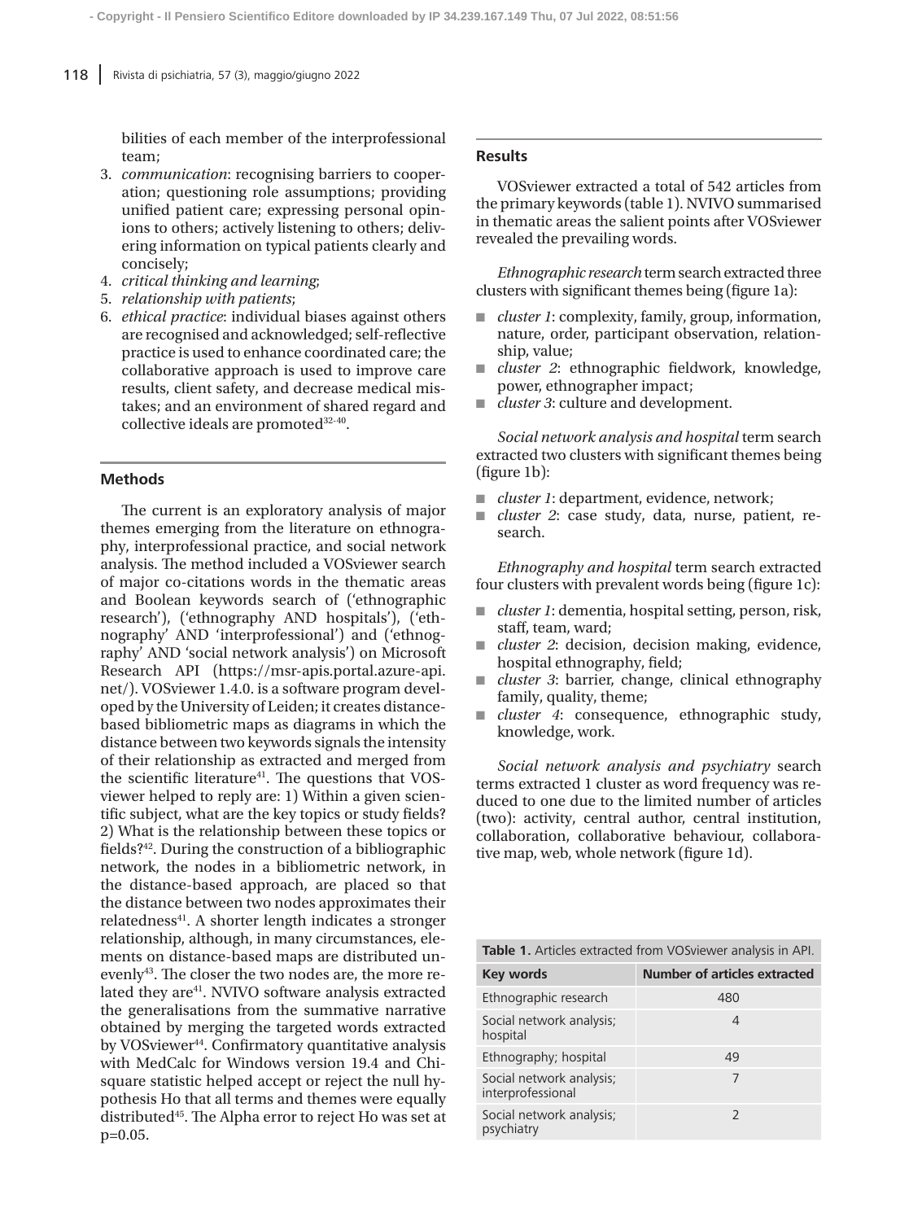bilities of each member of the interprofessional team;

3. *communication*: recognising barriers to cooperation; questioning role assumptions; providing unified patient care; expressing personal opinions to others; actively listening to others; delivering information on typical patients clearly and concisely;
4. *critical thinking and learning*;
5. *relationship with patients*;
6. *ethical practice*: individual biases against others are recognised and acknowledged; self-reflective practice is used to enhance coordinated care; the collaborative approach is used to improve care results, client safety, and decrease medical mistakes; and an environment of shared regard and collective ideals are promoted[32-40].

## Methods

The current is an exploratory analysis of major themes emerging from the literature on ethnography, interprofessional practice, and social network analysis. The method included a VOSviewer search of major co-citations words in the thematic areas and Boolean keywords search of ('ethnographic research'), ('ethnography AND hospitals'), ('ethnography' AND 'interprofessional') and ('ethnography' AND 'social network analysis') on Microsoft Research API (https://msr-apis.portal.azure-api.net/). VOSviewer 1.4.0. is a software program developed by the University of Leiden; it creates distance-based bibliometric maps as diagrams in which the distance between two keywords signals the intensity of their relationship as extracted and merged from the scientific literature[41]. The questions that VOSviewer helped to reply are: 1) Within a given scientific subject, what are the key topics or study fields? 2) What is the relationship between these topics or fields?[42]. During the construction of a bibliographic network, the nodes in a bibliometric network, in the distance-based approach, are placed so that the distance between two nodes approximates their relatedness[41]. A shorter length indicates a stronger relationship, although, in many circumstances, elements on distance-based maps are distributed unevenly[43]. The closer the two nodes are, the more related they are[41]. NVIVO software analysis extracted the generalisations from the summative narrative obtained by merging the targeted words extracted by VOSviewer[44]. Confirmatory quantitative analysis with MedCalc for Windows version 19.4 and Chi-square statistic helped accept or reject the null hypothesis Ho that all terms and themes were equally distributed[45]. The Alpha error to reject Ho was set at p=0.05.

## Results

VOSviewer extracted a total of 542 articles from the primary keywords (table 1). NVIVO summarised in thematic areas the salient points after VOSviewer revealed the prevailing words.

*Ethnographic research* term search extracted three clusters with significant themes being (figure 1a):

- *cluster 1*: complexity, family, group, information, nature, order, participant observation, relationship, value;
- *cluster 2*: ethnographic fieldwork, knowledge, power, ethnographer impact;
- *cluster 3*: culture and development.

*Social network analysis and hospital* term search extracted two clusters with significant themes being (figure 1b):

- *cluster 1*: department, evidence, network;
- *cluster 2*: case study, data, nurse, patient, research.

*Ethnography and hospital* term search extracted four clusters with prevalent words being (figure 1c):

- *cluster 1*: dementia, hospital setting, person, risk, staff, team, ward;
- *cluster 2*: decision, decision making, evidence, hospital ethnography, field;
- *cluster 3*: barrier, change, clinical ethnography family, quality, theme;
- *cluster 4*: consequence, ethnographic study, knowledge, work.

*Social network analysis and psychiatry* search terms extracted 1 cluster as word frequency was reduced to one due to the limited number of articles (two): activity, central author, central institution, collaboration, collaborative behaviour, collaborative map, web, whole network (figure 1d).

**Table 1.** Articles extracted from VOSviewer analysis in API.

| Key words | Number of articles extracted |
|---|---|
| Ethnographic research | 480 |
| Social network analysis; hospital | 4 |
| Ethnography; hospital | 49 |
| Social network analysis; interprofessional | 7 |
| Social network analysis; psychiatry | 2 |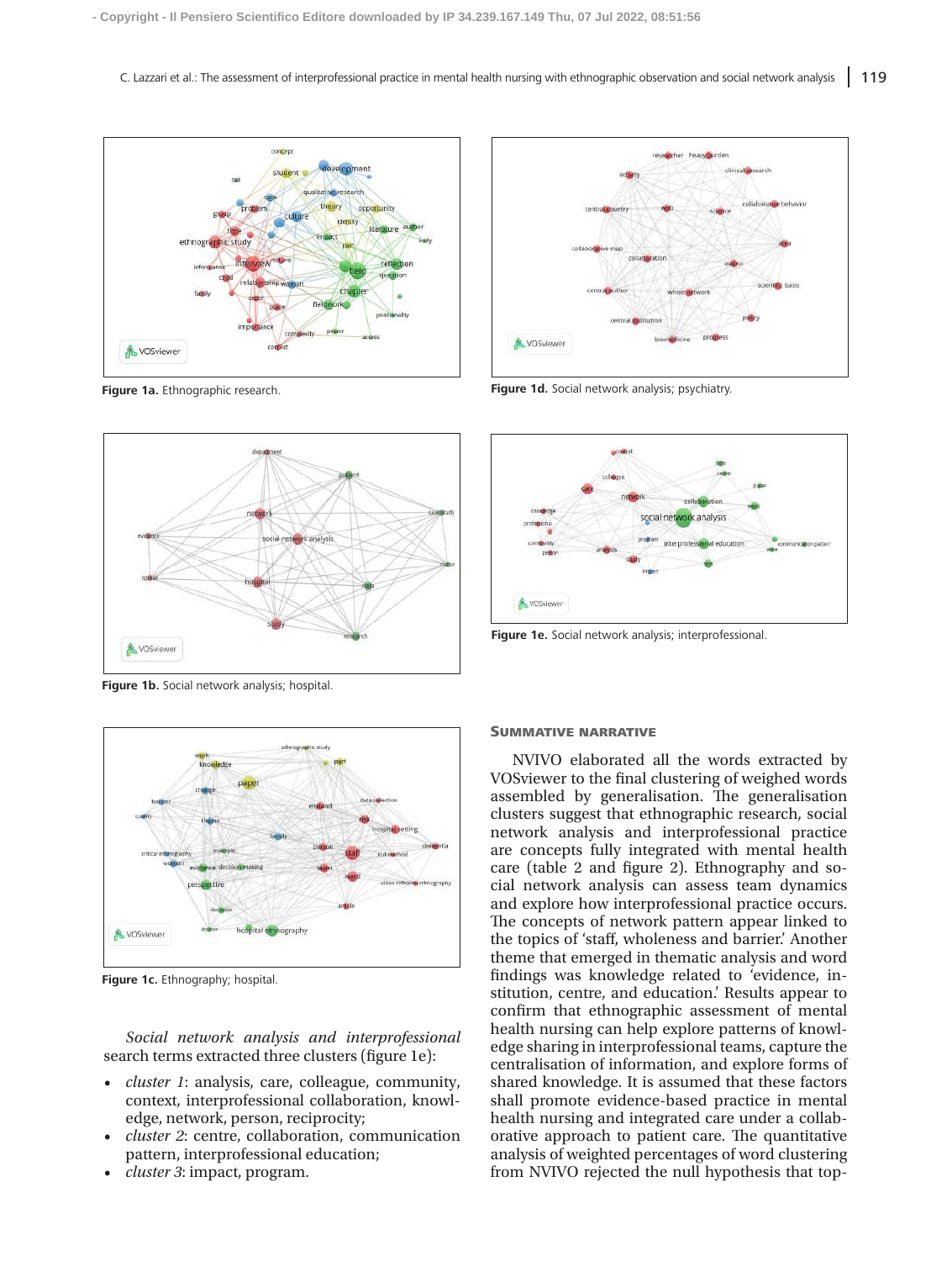Figure 1a. Ethnographic research.

Figure 1d. Social network analysis; psychiatry.

Figure 1b. Social network analysis; hospital.

Figure 1e. Social network analysis; interprofessional.

Figure 1c. Ethnography; hospital.

*Social network analysis and interprofessional* search terms extracted three clusters (figure 1e):

- *cluster 1*: analysis, care, colleague, community, context, interprofessional collaboration, knowledge, network, person, reciprocity;
- *cluster 2*: centre, collaboration, communication pattern, interprofessional education;
- *cluster 3*: impact, program.

### Summative narrative

NVIVO elaborated all the words extracted by VOSviewer to the final clustering of weighed words assembled by generalisation. The generalisation clusters suggest that ethnographic research, social network analysis and interprofessional practice are concepts fully integrated with mental health care (table 2 and figure 2). Ethnography and social network analysis can assess team dynamics and explore how interprofessional practice occurs. The concepts of network pattern appear linked to the topics of 'staff, wholeness and barrier.' Another theme that emerged in thematic analysis and word findings was knowledge related to 'evidence, institution, centre, and education.' Results appear to confirm that ethnographic assessment of mental health nursing can help explore patterns of knowledge sharing in interprofessional teams, capture the centralisation of information, and explore forms of shared knowledge. It is assumed that these factors shall promote evidence-based practice in mental health nursing and integrated care under a collaborative approach to patient care. The quantitative analysis of weighted percentages of word clustering from NVIVO rejected the null hypothesis that top-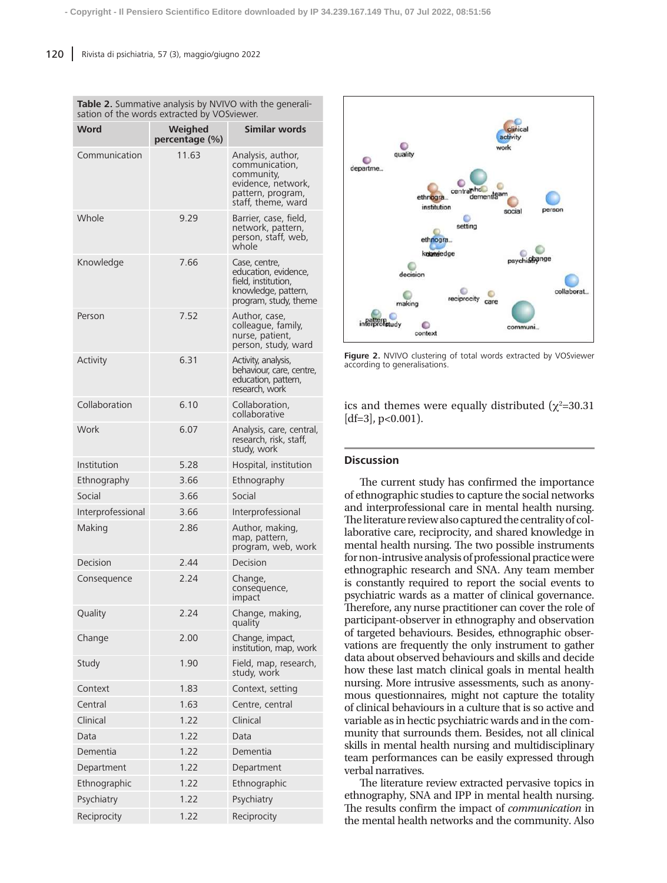**Table 2.** Summative analysis by NVIVO with the generalisation of the words extracted by VOSviewer.

| Word | Weighed percentage (%) | Similar words |
|---|---|---|
| Communication | 11.63 | Analysis, author, communication, community, evidence, network, pattern, program, staff, theme, ward |
| Whole | 9.29 | Barrier, case, field, network, pattern, person, staff, web, whole |
| Knowledge | 7.66 | Case, centre, education, evidence, field, institution, knowledge, pattern, program, study, theme |
| Person | 7.52 | Author, case, colleague, family, nurse, patient, person, study, ward |
| Activity | 6.31 | Activity, analysis, behaviour, care, centre, education, pattern, research, work |
| Collaboration | 6.10 | Collaboration, collaborative |
| Work | 6.07 | Analysis, care, central, research, risk, staff, study, work |
| Institution | 5.28 | Hospital, institution |
| Ethnography | 3.66 | Ethnography |
| Social | 3.66 | Social |
| Interprofessional | 3.66 | Interprofessional |
| Making | 2.86 | Author, making, map, pattern, program, web, work |
| Decision | 2.44 | Decision |
| Consequence | 2.24 | Change, consequence, impact |
| Quality | 2.24 | Change, making, quality |
| Change | 2.00 | Change, impact, institution, map, work |
| Study | 1.90 | Field, map, research, study, work |
| Context | 1.83 | Context, setting |
| Central | 1.63 | Centre, central |
| Clinical | 1.22 | Clinical |
| Data | 1.22 | Data |
| Dementia | 1.22 | Dementia |
| Department | 1.22 | Department |
| Ethnographic | 1.22 | Ethnographic |
| Psychiatry | 1.22 | Psychiatry |
| Reciprocity | 1.22 | Reciprocity |

**Figure 2.** NVIVO clustering of total words extracted by VOSviewer according to generalisations.

ics and themes were equally distributed ($\chi^2$=30.31 [df=3], $p<0.001$).

## Discussion

The current study has confirmed the importance of ethnographic studies to capture the social networks and interprofessional care in mental health nursing. The literature review also captured the centrality of collaborative care, reciprocity, and shared knowledge in mental health nursing. The two possible instruments for non-intrusive analysis of professional practice were ethnographic research and SNA. Any team member is constantly required to report the social events to psychiatric wards as a matter of clinical governance. Therefore, any nurse practitioner can cover the role of participant-observer in ethnography and observation of targeted behaviours. Besides, ethnographic observations are frequently the only instrument to gather data about observed behaviours and skills and decide how these last match clinical goals in mental health nursing. More intrusive assessments, such as anonymous questionnaires, might not capture the totality of clinical behaviours in a culture that is so active and variable as in hectic psychiatric wards and in the community that surrounds them. Besides, not all clinical skills in mental health nursing and multidisciplinary team performances can be easily expressed through verbal narratives.

The literature review extracted pervasive topics in ethnography, SNA and IPP in mental health nursing. The results confirm the impact of *communication* in the mental health networks and the community. Also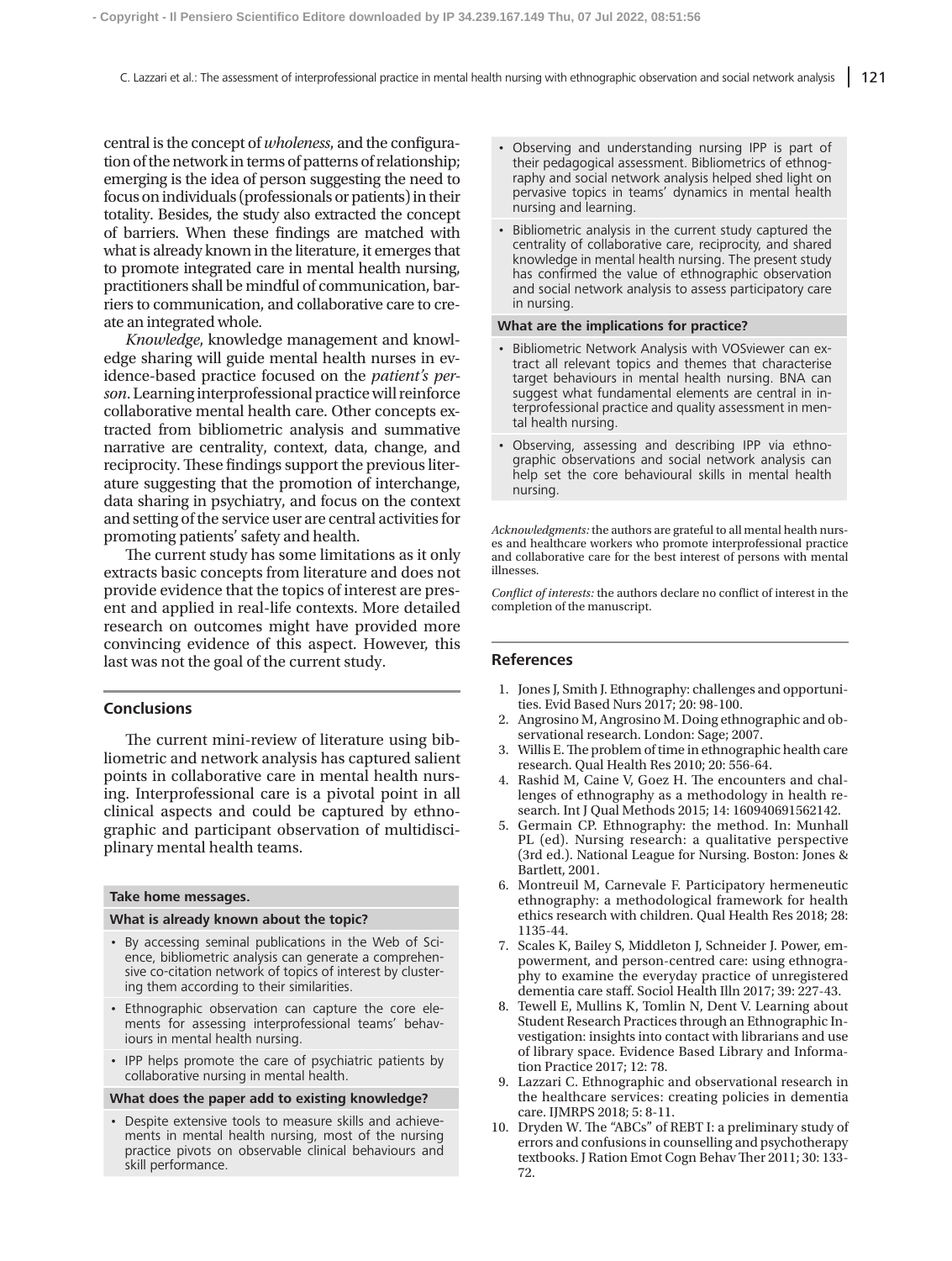central is the concept of *wholeness*, and the configuration of the network in terms of patterns of relationship; emerging is the idea of person suggesting the need to focus on individuals (professionals or patients) in their totality. Besides, the study also extracted the concept of barriers. When these findings are matched with what is already known in the literature, it emerges that to promote integrated care in mental health nursing, practitioners shall be mindful of communication, barriers to communication, and collaborative care to create an integrated whole.

*Knowledge*, knowledge management and knowledge sharing will guide mental health nurses in evidence-based practice focused on the *patient's person*. Learning interprofessional practice will reinforce collaborative mental health care. Other concepts extracted from bibliometric analysis and summative narrative are centrality, context, data, change, and reciprocity. These findings support the previous literature suggesting that the promotion of interchange, data sharing in psychiatry, and focus on the context and setting of the service user are central activities for promoting patients' safety and health.

The current study has some limitations as it only extracts basic concepts from literature and does not provide evidence that the topics of interest are present and applied in real-life contexts. More detailed research on outcomes might have provided more convincing evidence of this aspect. However, this last was not the goal of the current study.

## Conclusions

The current mini-review of literature using bibliometric and network analysis has captured salient points in collaborative care in mental health nursing. Interprofessional care is a pivotal point in all clinical aspects and could be captured by ethnographic and participant observation of multidisciplinary mental health teams.

**Take home messages.**

**What is already known about the topic?**

- By accessing seminal publications in the Web of Science, bibliometric analysis can generate a comprehensive co-citation network of topics of interest by clustering them according to their similarities.
- Ethnographic observation can capture the core elements for assessing interprofessional teams' behaviours in mental health nursing.
- IPP helps promote the care of psychiatric patients by collaborative nursing in mental health.

**What does the paper add to existing knowledge?**

- Despite extensive tools to measure skills and achievements in mental health nursing, most of the nursing practice pivots on observable clinical behaviours and skill performance.
- Observing and understanding nursing IPP is part of their pedagogical assessment. Bibliometrics of ethnography and social network analysis helped shed light on pervasive topics in teams' dynamics in mental health nursing and learning.
- Bibliometric analysis in the current study captured the centrality of collaborative care, reciprocity, and shared knowledge in mental health nursing. The present study has confirmed the value of ethnographic observation and social network analysis to assess participatory care in nursing.

**What are the implications for practice?**

- Bibliometric Network Analysis with VOSviewer can extract all relevant topics and themes that characterise target behaviours in mental health nursing. BNA can suggest what fundamental elements are central in interprofessional practice and quality assessment in mental health nursing.
- Observing, assessing and describing IPP via ethnographic observations and social network analysis can help set the core behavioural skills in mental health nursing.

*Acknowledgments:* the authors are grateful to all mental health nurses and healthcare workers who promote interprofessional practice and collaborative care for the best interest of persons with mental illnesses.

*Conflict of interests:* the authors declare no conflict of interest in the completion of the manuscript.

## References

1. Jones J, Smith J. Ethnography: challenges and opportunities. Evid Based Nurs 2017; 20: 98-100.
2. Angrosino M, Angrosino M. Doing ethnographic and observational research. London: Sage; 2007.
3. Willis E. The problem of time in ethnographic health care research. Qual Health Res 2010; 20: 556-64.
4. Rashid M, Caine V, Goez H. The encounters and challenges of ethnography as a methodology in health research. Int J Qual Methods 2015; 14: 160940691562142.
5. Germain CP. Ethnography: the method. In: Munhall PL (ed). Nursing research: a qualitative perspective (3rd ed.). National League for Nursing. Boston: Jones & Bartlett, 2001.
6. Montreuil M, Carnevale F. Participatory hermeneutic ethnography: a methodological framework for health ethics research with children. Qual Health Res 2018; 28: 1135-44.
7. Scales K, Bailey S, Middleton J, Schneider J. Power, empowerment, and person-centred care: using ethnography to examine the everyday practice of unregistered dementia care staff. Sociol Health Illn 2017; 39: 227-43.
8. Tewell E, Mullins K, Tomlin N, Dent V. Learning about Student Research Practices through an Ethnographic Investigation: insights into contact with librarians and use of library space. Evidence Based Library and Information Practice 2017; 12: 78.
9. Lazzari C. Ethnographic and observational research in the healthcare services: creating policies in dementia care. IJMRPS 2018; 5: 8-11.
10. Dryden W. The "ABCs" of REBT I: a preliminary study of errors and confusions in counselling and psychotherapy textbooks. J Ration Emot Cogn Behav Ther 2011; 30: 133-72.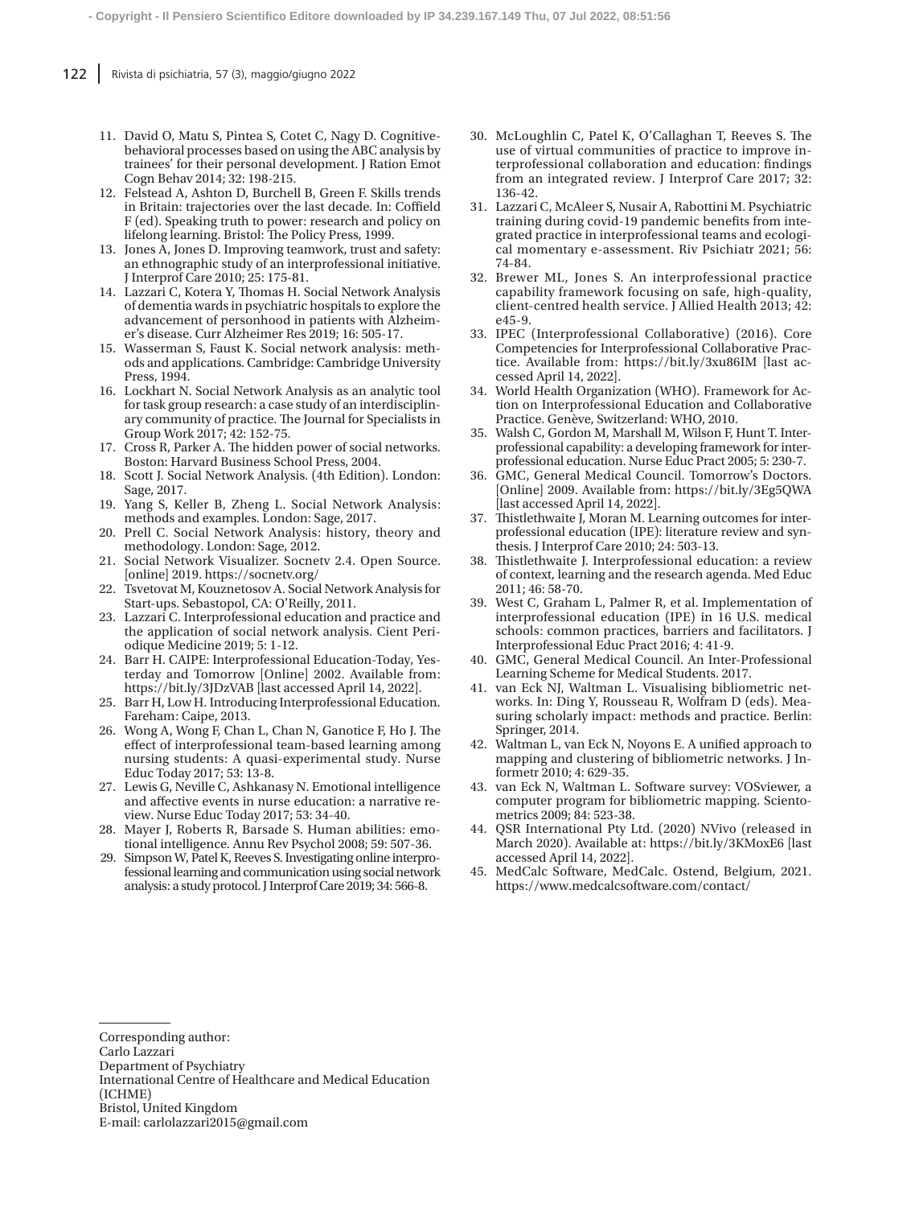11. David O, Matu S, Pintea S, Cotet C, Nagy D. Cognitive-behavioral processes based on using the ABC analysis by trainees' for their personal development. J Ration Emot Cogn Behav 2014; 32: 198-215.
12. Felstead A, Ashton D, Burchell B, Green F. Skills trends in Britain: trajectories over the last decade. In: Coffield F (ed). Speaking truth to power: research and policy on lifelong learning. Bristol: The Policy Press, 1999.
13. Jones A, Jones D. Improving teamwork, trust and safety: an ethnographic study of an interprofessional initiative. J Interprof Care 2010; 25: 175-81.
14. Lazzari C, Kotera Y, Thomas H. Social Network Analysis of dementia wards in psychiatric hospitals to explore the advancement of personhood in patients with Alzheimer's disease. Curr Alzheimer Res 2019; 16: 505-17.
15. Wasserman S, Faust K. Social network analysis: methods and applications. Cambridge: Cambridge University Press, 1994.
16. Lockhart N. Social Network Analysis as an analytic tool for task group research: a case study of an interdisciplinary community of practice. The Journal for Specialists in Group Work 2017; 42: 152-75.
17. Cross R, Parker A. The hidden power of social networks. Boston: Harvard Business School Press, 2004.
18. Scott J. Social Network Analysis. (4th Edition). London: Sage, 2017.
19. Yang S, Keller B, Zheng L. Social Network Analysis: methods and examples. London: Sage, 2017.
20. Prell C. Social Network Analysis: history, theory and methodology. London: Sage, 2012.
21. Social Network Visualizer. Socnetv 2.4. Open Source. [online] 2019. https://socnetv.org/
22. Tsvetovat M, Kouznetosov A. Social Network Analysis for Start-ups. Sebastopol, CA: O'Reilly, 2011.
23. Lazzari C. Interprofessional education and practice and the application of social network analysis. Cient Periodique Medicine 2019; 5: 1-12.
24. Barr H. CAIPE: Interprofessional Education-Today, Yesterday and Tomorrow [Online] 2002. Available from: https://bit.ly/3JDzVAB [last accessed April 14, 2022].
25. Barr H, Low H. Introducing Interprofessional Education. Fareham: Caipe, 2013.
26. Wong A, Wong F, Chan L, Chan N, Ganotice F, Ho J. The effect of interprofessional team-based learning among nursing students: A quasi-experimental study. Nurse Educ Today 2017; 53: 13-8.
27. Lewis G, Neville C, Ashkanasy N. Emotional intelligence and affective events in nurse education: a narrative review. Nurse Educ Today 2017; 53: 34-40.
28. Mayer J, Roberts R, Barsade S. Human abilities: emotional intelligence. Annu Rev Psychol 2008; 59: 507-36.
29. Simpson W, Patel K, Reeves S. Investigating online interprofessional learning and communication using social network analysis: a study protocol. J Interprof Care 2019; 34: 566-8.
30. McLoughlin C, Patel K, O'Callaghan T, Reeves S. The use of virtual communities of practice to improve interprofessional collaboration and education: findings from an integrated review. J Interprof Care 2017; 32: 136-42.
31. Lazzari C, McAleer S, Nusair A, Rabottini M. Psychiatric training during covid-19 pandemic benefits from integrated practice in interprofessional teams and ecological momentary e-assessment. Riv Psichiatr 2021; 56: 74-84.
32. Brewer ML, Jones S. An interprofessional practice capability framework focusing on safe, high-quality, client-centred health service. J Allied Health 2013; 42: e45-9.
33. IPEC (Interprofessional Collaborative) (2016). Core Competencies for Interprofessional Collaborative Practice. Available from: https://bit.ly/3xu86IM [last accessed April 14, 2022].
34. World Health Organization (WHO). Framework for Action on Interprofessional Education and Collaborative Practice. Genève, Switzerland: WHO, 2010.
35. Walsh C, Gordon M, Marshall M, Wilson F, Hunt T. Interprofessional capability: a developing framework for interprofessional education. Nurse Educ Pract 2005; 5: 230-7.
36. GMC, General Medical Council. Tomorrow's Doctors. [Online] 2009. Available from: https://bit.ly/3Eg5QWA [last accessed April 14, 2022].
37. Thistlethwaite J, Moran M. Learning outcomes for interprofessional education (IPE): literature review and synthesis. J Interprof Care 2010; 24: 503-13.
38. Thistlethwaite J. Interprofessional education: a review of context, learning and the research agenda. Med Educ 2011; 46: 58-70.
39. West C, Graham L, Palmer R, et al. Implementation of interprofessional education (IPE) in 16 U.S. medical schools: common practices, barriers and facilitators. J Interprofessional Educ Pract 2016; 4: 41-9.
40. GMC, General Medical Council. An Inter-Professional Learning Scheme for Medical Students. 2017.
41. van Eck NJ, Waltman L. Visualising bibliometric networks. In: Ding Y, Rousseau R, Wolfram D (eds). Measuring scholarly impact: methods and practice. Berlin: Springer, 2014.
42. Waltman L, van Eck N, Noyons E. A unified approach to mapping and clustering of bibliometric networks. J Informetr 2010; 4: 629-35.
43. van Eck N, Waltman L. Software survey: VOSviewer, a computer program for bibliometric mapping. Scientometrics 2009; 84: 523-38.
44. QSR International Pty Ltd. (2020) NVivo (released in March 2020). Available at: https://bit.ly/3KMoxE6 [last accessed April 14, 2022].
45. MedCalc Software, MedCalc. Ostend, Belgium, 2021. https://www.medcalcsoftware.com/contact/

Corresponding author:
Carlo Lazzari
Department of Psychiatry
International Centre of Healthcare and Medical Education (ICHME)
Bristol, United Kingdom
E-mail: carlolazzari2015@gmail.com